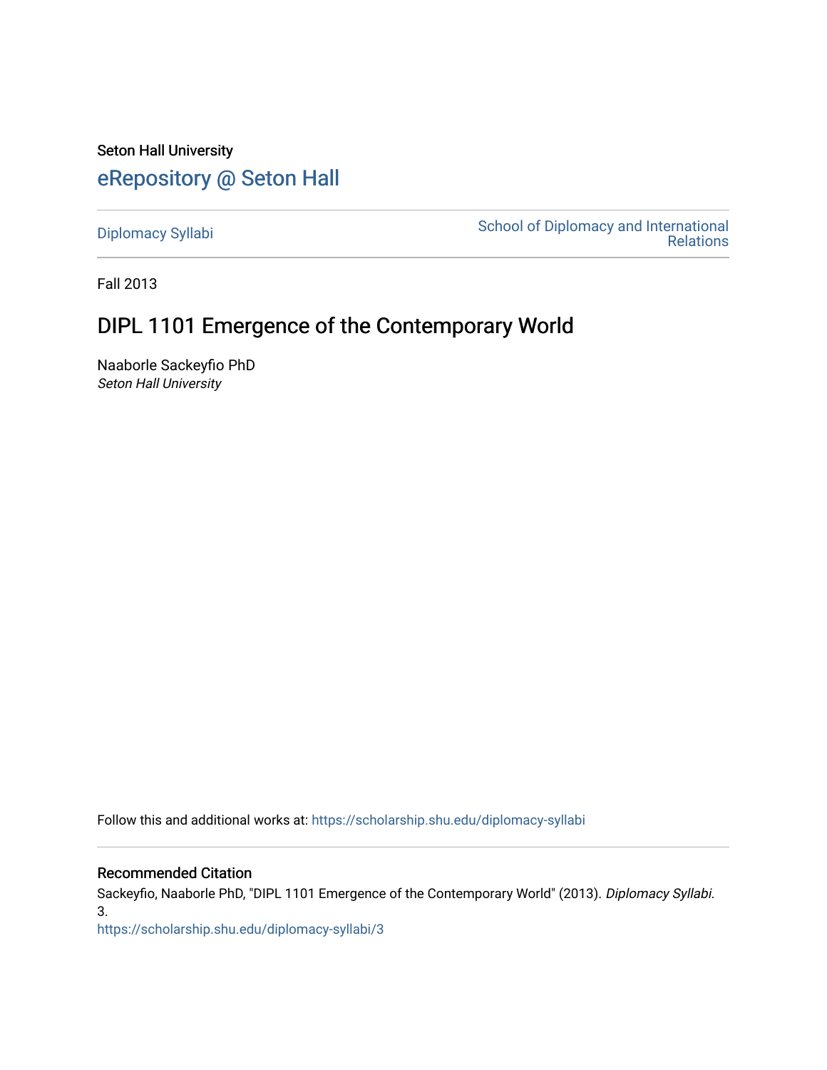Seton Hall University

# eRepository @ Seton Hall

Diplomacy Syllabi | School of Diplomacy and International Relations

Fall 2013

## DIPL 1101 Emergence of the Contemporary World

Naaborle Sackeyfio PhD
*Seton Hall University*

Follow this and additional works at: https://scholarship.shu.edu/diplomacy-syllabi

### Recommended Citation

Sackeyfio, Naaborle PhD, "DIPL 1101 Emergence of the Contemporary World" (2013). *Diplomacy Syllabi*. 3.
https://scholarship.shu.edu/diplomacy-syllabi/3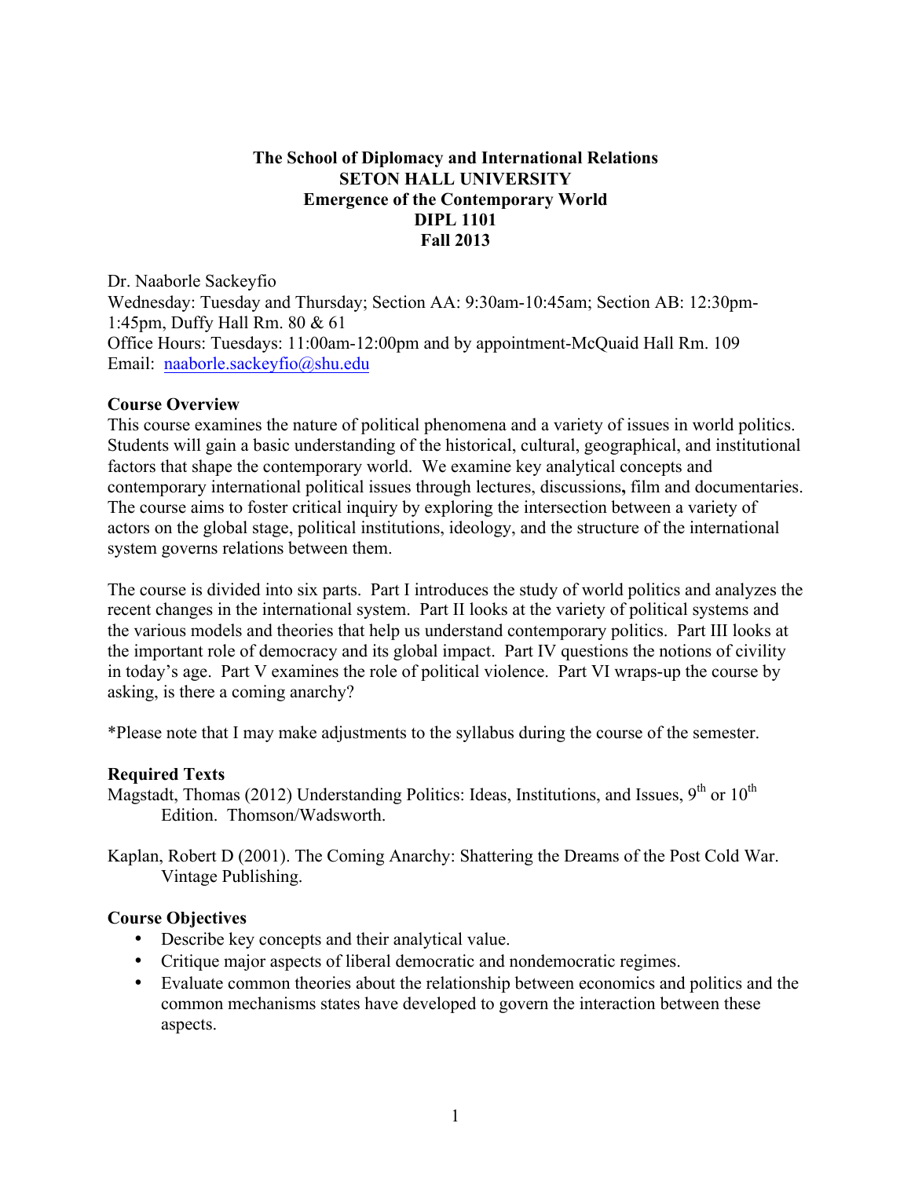**The School of Diplomacy and International Relations**
**SETON HALL UNIVERSITY**
**Emergence of the Contemporary World**
**DIPL 1101**
**Fall 2013**

Dr. Naaborle Sackeyfio
Wednesday: Tuesday and Thursday; Section AA: 9:30am-10:45am; Section AB: 12:30pm-1:45pm, Duffy Hall Rm. 80 & 61
Office Hours: Tuesdays: 11:00am-12:00pm and by appointment-McQuaid Hall Rm. 109
Email: naaborle.sackeyfio@shu.edu

### Course Overview

This course examines the nature of political phenomena and a variety of issues in world politics. Students will gain a basic understanding of the historical, cultural, geographical, and institutional factors that shape the contemporary world. We examine key analytical concepts and contemporary international political issues through lectures, discussions**,** film and documentaries. The course aims to foster critical inquiry by exploring the intersection between a variety of actors on the global stage, political institutions, ideology, and the structure of the international system governs relations between them.

The course is divided into six parts. Part I introduces the study of world politics and analyzes the recent changes in the international system. Part II looks at the variety of political systems and the various models and theories that help us understand contemporary politics. Part III looks at the important role of democracy and its global impact. Part IV questions the notions of civility in today's age. Part V examines the role of political violence. Part VI wraps-up the course by asking, is there a coming anarchy?

*Please note that I may make adjustments to the syllabus during the course of the semester.

### Required Texts

Magstadt, Thomas (2012) Understanding Politics: Ideas, Institutions, and Issues, 9th or 10th Edition. Thomson/Wadsworth.

Kaplan, Robert D (2001). The Coming Anarchy: Shattering the Dreams of the Post Cold War. Vintage Publishing.

### Course Objectives

- Describe key concepts and their analytical value.
- Critique major aspects of liberal democratic and nondemocratic regimes.
- Evaluate common theories about the relationship between economics and politics and the common mechanisms states have developed to govern the interaction between these aspects.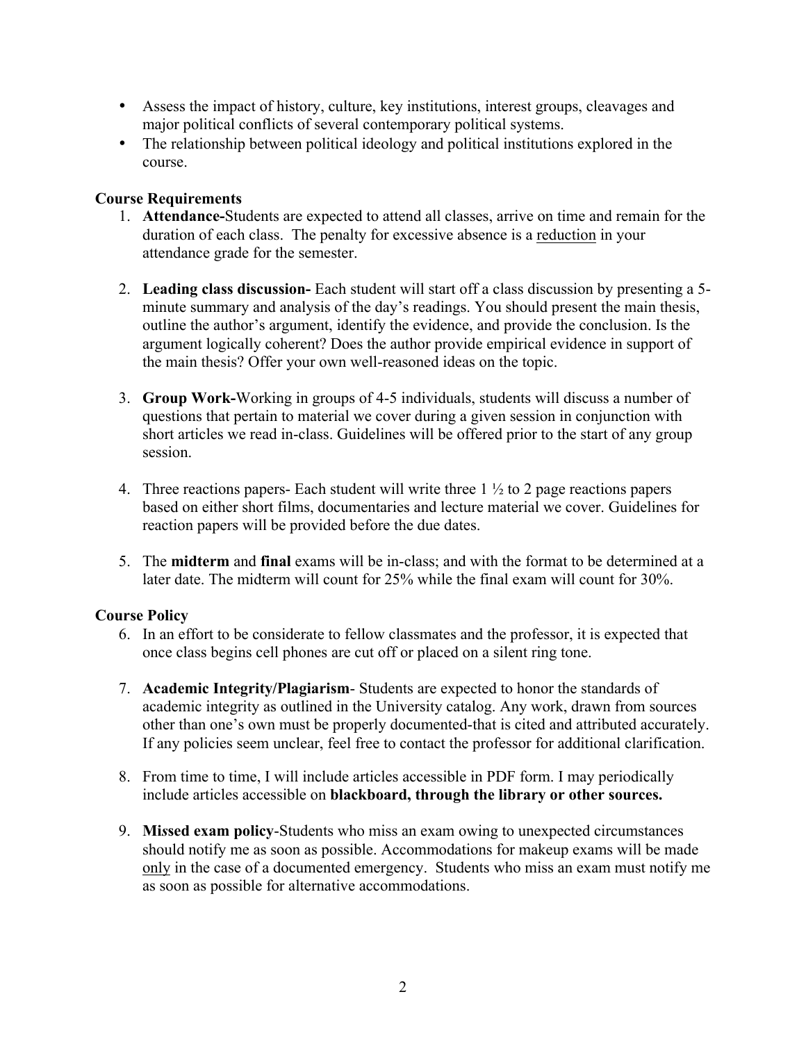- Assess the impact of history, culture, key institutions, interest groups, cleavages and major political conflicts of several contemporary political systems.
- The relationship between political ideology and political institutions explored in the course.

**Course Requirements**

1. **Attendance-**Students are expected to attend all classes, arrive on time and remain for the duration of each class. The penalty for excessive absence is a <u>reduction</u> in your attendance grade for the semester.

2. **Leading class discussion-** Each student will start off a class discussion by presenting a 5-minute summary and analysis of the day's readings. You should present the main thesis, outline the author's argument, identify the evidence, and provide the conclusion. Is the argument logically coherent? Does the author provide empirical evidence in support of the main thesis? Offer your own well-reasoned ideas on the topic.

3. **Group Work-**Working in groups of 4-5 individuals, students will discuss a number of questions that pertain to material we cover during a given session in conjunction with short articles we read in-class. Guidelines will be offered prior to the start of any group session.

4. Three reactions papers- Each student will write three 1 ½ to 2 page reactions papers based on either short films, documentaries and lecture material we cover. Guidelines for reaction papers will be provided before the due dates.

5. The **midterm** and **final** exams will be in-class; and with the format to be determined at a later date. The midterm will count for 25% while the final exam will count for 30%.

**Course Policy**

6. In an effort to be considerate to fellow classmates and the professor, it is expected that once class begins cell phones are cut off or placed on a silent ring tone.

7. **Academic Integrity/Plagiarism**- Students are expected to honor the standards of academic integrity as outlined in the University catalog. Any work, drawn from sources other than one's own must be properly documented-that is cited and attributed accurately. If any policies seem unclear, feel free to contact the professor for additional clarification.

8. From time to time, I will include articles accessible in PDF form. I may periodically include articles accessible on **blackboard, through the library or other sources.**

9. **Missed exam policy**-Students who miss an exam owing to unexpected circumstances should notify me as soon as possible. Accommodations for makeup exams will be made <u>only</u> in the case of a documented emergency. Students who miss an exam must notify me as soon as possible for alternative accommodations.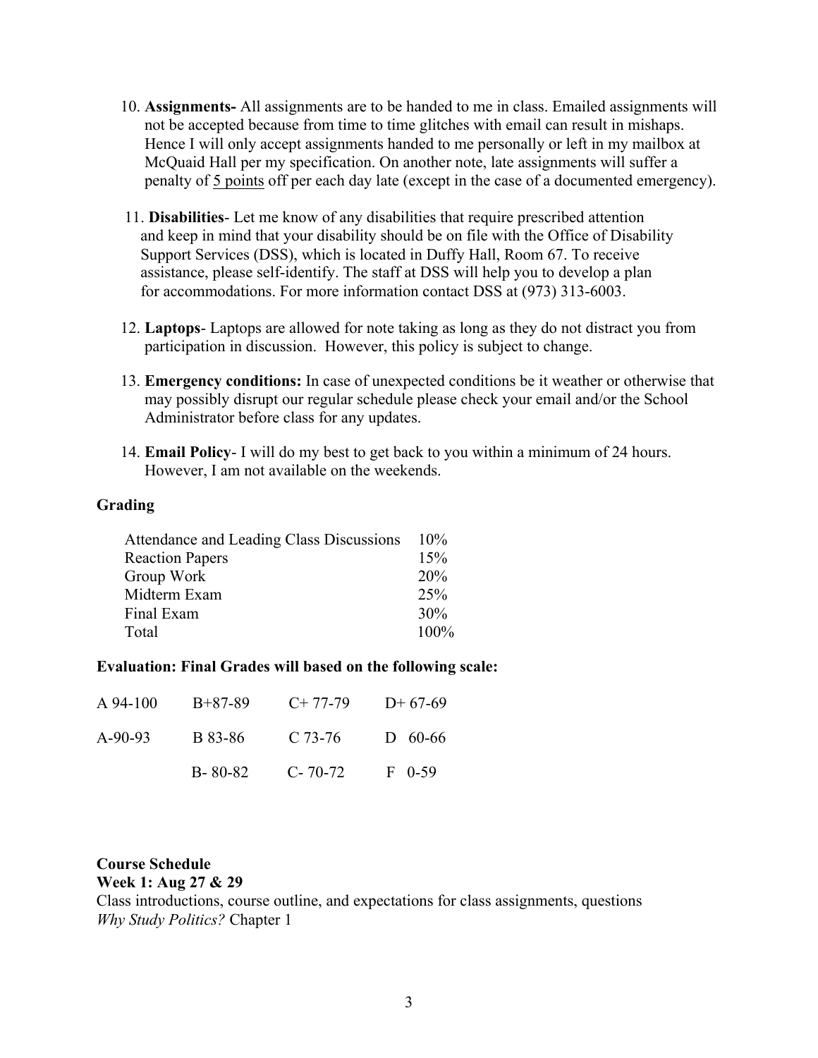10. **Assignments-** All assignments are to be handed to me in class. Emailed assignments will not be accepted because from time to time glitches with email can result in mishaps. Hence I will only accept assignments handed to me personally or left in my mailbox at McQuaid Hall per my specification. On another note, late assignments will suffer a penalty of 5 points off per each day late (except in the case of a documented emergency).

11. **Disabilities**- Let me know of any disabilities that require prescribed attention and keep in mind that your disability should be on file with the Office of Disability Support Services (DSS), which is located in Duffy Hall, Room 67. To receive assistance, please self-identify. The staff at DSS will help you to develop a plan for accommodations. For more information contact DSS at (973) 313-6003.

12. **Laptops**- Laptops are allowed for note taking as long as they do not distract you from participation in discussion. However, this policy is subject to change.

13. **Emergency conditions:** In case of unexpected conditions be it weather or otherwise that may possibly disrupt our regular schedule please check your email and/or the School Administrator before class for any updates.

14. **Email Policy**- I will do my best to get back to you within a minimum of 24 hours. However, I am not available on the weekends.

**Grading**

| | |
|---|---|
| Attendance and Leading Class Discussions | 10% |
| Reaction Papers | 15% |
| Group Work | 20% |
| Midterm Exam | 25% |
| Final Exam | 30% |
| Total | 100% |

**Evaluation: Final Grades will based on the following scale:**

| | | | |
|---|---|---|---|
| A 94-100 | B+87-89 | C+ 77-79 | D+ 67-69 |
| A-90-93 | B 83-86 | C 73-76 | D 60-66 |
| | B- 80-82 | C- 70-72 | F 0-59 |

**Course Schedule**

**Week 1: Aug 27 & 29**

Class introductions, course outline, and expectations for class assignments, questions

*Why Study Politics?* Chapter 1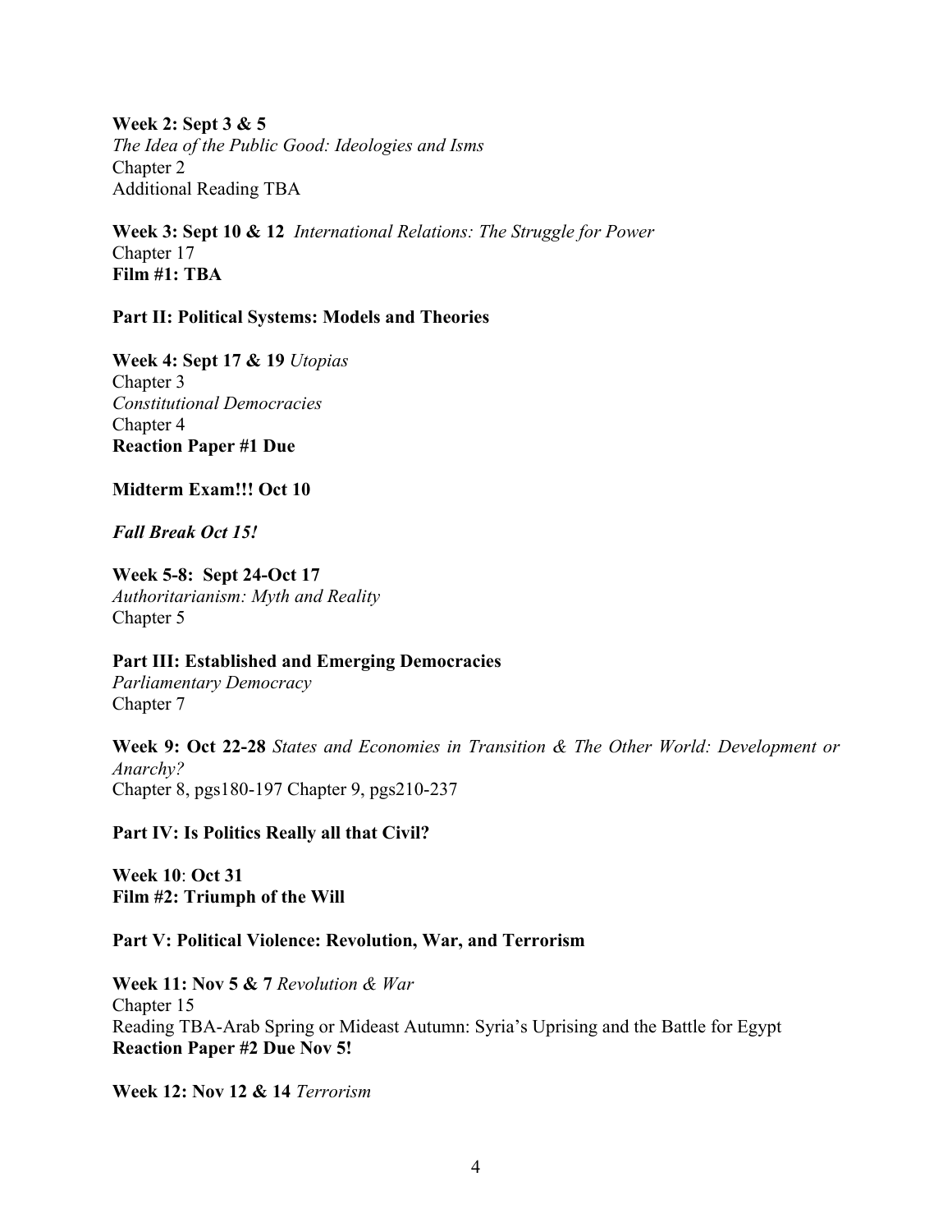**Week 2: Sept 3 & 5**
*The Idea of the Public Good: Ideologies and Isms*
Chapter 2
Additional Reading TBA

**Week 3: Sept 10 & 12** *International Relations: The Struggle for Power*
Chapter 17
**Film #1: TBA**

**Part II: Political Systems: Models and Theories**

**Week 4: Sept 17 & 19** *Utopias*
Chapter 3
*Constitutional Democracies*
Chapter 4
**Reaction Paper #1 Due**

**Midterm Exam!!! Oct 10**

***Fall Break Oct 15!***

**Week 5-8: Sept 24-Oct 17**
*Authoritarianism: Myth and Reality*
Chapter 5

**Part III: Established and Emerging Democracies**
*Parliamentary Democracy*
Chapter 7

**Week 9: Oct 22-28** *States and Economies in Transition & The Other World: Development or Anarchy?*
Chapter 8, pgs180-197 Chapter 9, pgs210-237

**Part IV: Is Politics Really all that Civil?**

**Week 10**: **Oct 31**
**Film #2: Triumph of the Will**

**Part V: Political Violence: Revolution, War, and Terrorism**

**Week 11: Nov 5 & 7** *Revolution & War*
Chapter 15
Reading TBA-Arab Spring or Mideast Autumn: Syria's Uprising and the Battle for Egypt
**Reaction Paper #2 Due Nov 5!**

**Week 12: Nov 12 & 14** *Terrorism*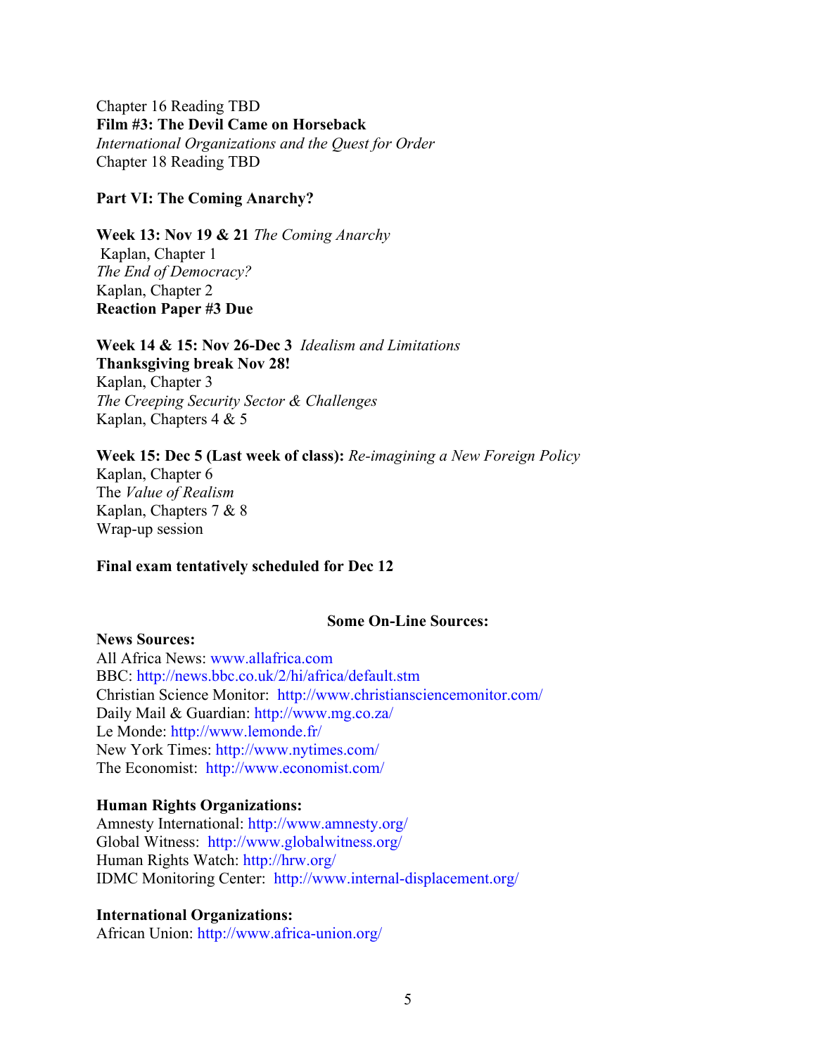Chapter 16 Reading TBD
**Film #3: The Devil Came on Horseback**
*International Organizations and the Quest for Order*
Chapter 18 Reading TBD

**Part VI: The Coming Anarchy?**

**Week 13: Nov 19 & 21** *The Coming Anarchy*
Kaplan, Chapter 1
*The End of Democracy?*
Kaplan, Chapter 2
**Reaction Paper #3 Due**

**Week 14 & 15: Nov 26-Dec 3** *Idealism and Limitations*
**Thanksgiving break Nov 28!**
Kaplan, Chapter 3
*The Creeping Security Sector & Challenges*
Kaplan, Chapters 4 & 5

**Week 15: Dec 5 (Last week of class):** *Re-imagining a New Foreign Policy*
Kaplan, Chapter 6
The *Value of Realism*
Kaplan, Chapters 7 & 8
Wrap-up session

**Final exam tentatively scheduled for Dec 12**

**Some On-Line Sources:**

**News Sources:**
All Africa News: www.allafrica.com
BBC: http://news.bbc.co.uk/2/hi/africa/default.stm
Christian Science Monitor: http://www.christiansciencemonitor.com/
Daily Mail & Guardian: http://www.mg.co.za/
Le Monde: http://www.lemonde.fr/
New York Times: http://www.nytimes.com/
The Economist: http://www.economist.com/

**Human Rights Organizations:**
Amnesty International: http://www.amnesty.org/
Global Witness: http://www.globalwitness.org/
Human Rights Watch: http://hrw.org/
IDMC Monitoring Center: http://www.internal-displacement.org/

**International Organizations:**
African Union: http://www.africa-union.org/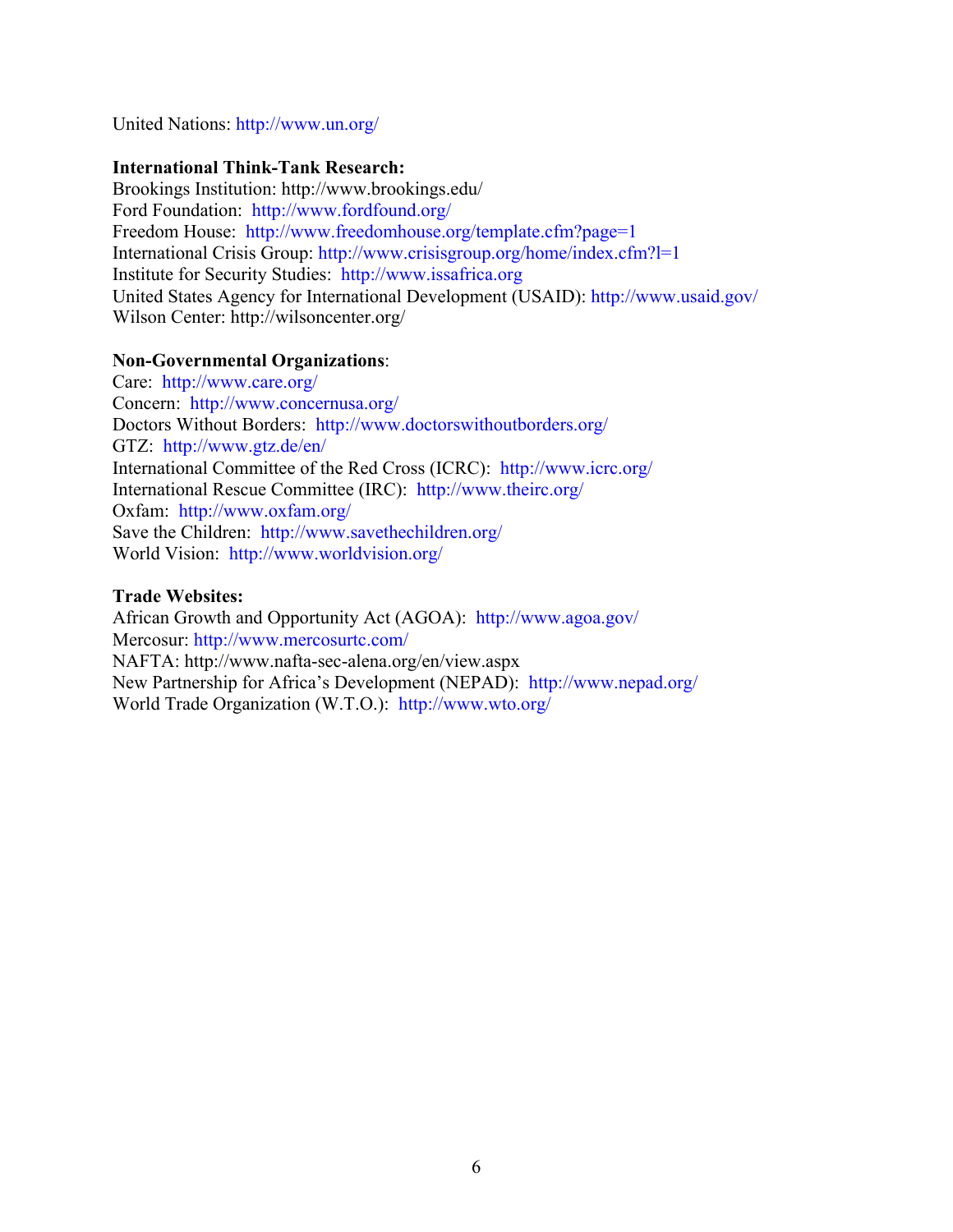United Nations: http://www.un.org/

**International Think-Tank Research:**
Brookings Institution: http://www.brookings.edu/
Ford Foundation: http://www.fordfound.org/
Freedom House: http://www.freedomhouse.org/template.cfm?page=1
International Crisis Group: http://www.crisisgroup.org/home/index.cfm?l=1
Institute for Security Studies: http://www.issafrica.org
United States Agency for International Development (USAID): http://www.usaid.gov/
Wilson Center: http://wilsoncenter.org/

**Non-Governmental Organizations**:
Care: http://www.care.org/
Concern: http://www.concernusa.org/
Doctors Without Borders: http://www.doctorswithoutborders.org/
GTZ: http://www.gtz.de/en/
International Committee of the Red Cross (ICRC): http://www.icrc.org/
International Rescue Committee (IRC): http://www.theirc.org/
Oxfam: http://www.oxfam.org/
Save the Children: http://www.savethechildren.org/
World Vision: http://www.worldvision.org/

**Trade Websites:**
African Growth and Opportunity Act (AGOA): http://www.agoa.gov/
Mercosur: http://www.mercosurtc.com/
NAFTA: http://www.nafta-sec-alena.org/en/view.aspx
New Partnership for Africa's Development (NEPAD): http://www.nepad.org/
World Trade Organization (W.T.O.): http://www.wto.org/